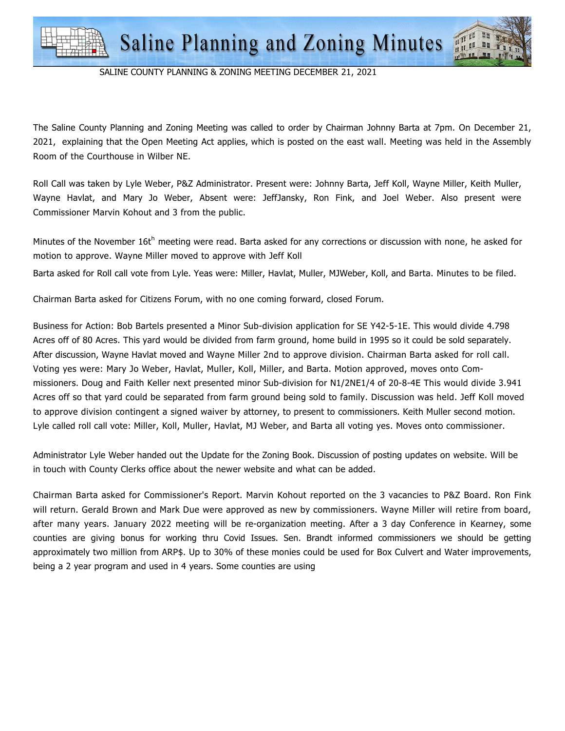# Saline Planning and Zoning Minutes

SALINE COUNTY PLANNING & ZONING MEETING DECEMBER 21, 2021

The Saline County Planning and Zoning Meeting was called to order by Chairman Johnny Barta at 7pm. On December 21, 2021, explaining that the Open Meeting Act applies, which is posted on the east wall. Meeting was held in the Assembly Room of the Courthouse in Wilber NE.

Roll Call was taken by Lyle Weber, P&Z Administrator. Present were: Johnny Barta, Jeff Koll, Wayne Miller, Keith Muller, Wayne Havlat, and Mary Jo Weber, Absent were: JeffJansky, Ron Fink, and Joel Weber. Also present were Commissioner Marvin Kohout and 3 from the public.

Minutes of the November 16t$^{h}$ meeting were read. Barta asked for any corrections or discussion with none, he asked for motion to approve. Wayne Miller moved to approve with Jeff Koll

Barta asked for Roll call vote from Lyle. Yeas were: Miller, Havlat, Muller, MJWeber, Koll, and Barta. Minutes to be filed.

Chairman Barta asked for Citizens Forum, with no one coming forward, closed Forum.

Business for Action: Bob Bartels presented a Minor Sub-division application for SE Y42-5-1E. This would divide 4.798 Acres off of 80 Acres. This yard would be divided from farm ground, home build in 1995 so it could be sold separately. After discussion, Wayne Havlat moved and Wayne Miller 2nd to approve division. Chairman Barta asked for roll call. Voting yes were: Mary Jo Weber, Havlat, Muller, Koll, Miller, and Barta. Motion approved, moves onto Commissioners. Doug and Faith Keller next presented minor Sub-division for N1/2NE1/4 of 20-8-4E This would divide 3.941 Acres off so that yard could be separated from farm ground being sold to family. Discussion was held. Jeff Koll moved to approve division contingent a signed waiver by attorney, to present to commissioners. Keith Muller second motion. Lyle called roll call vote: Miller, Koll, Muller, Havlat, MJ Weber, and Barta all voting yes. Moves onto commissioner.

Administrator Lyle Weber handed out the Update for the Zoning Book. Discussion of posting updates on website. Will be in touch with County Clerks office about the newer website and what can be added.

Chairman Barta asked for Commissioner's Report. Marvin Kohout reported on the 3 vacancies to P&Z Board. Ron Fink will return. Gerald Brown and Mark Due were approved as new by commissioners. Wayne Miller will retire from board, after many years. January 2022 meeting will be re-organization meeting. After a 3 day Conference in Kearney, some counties are giving bonus for working thru Covid Issues. Sen. Brandt informed commissioners we should be getting approximately two million from ARP$. Up to 30% of these monies could be used for Box Culvert and Water improvements, being a 2 year program and used in 4 years. Some counties are using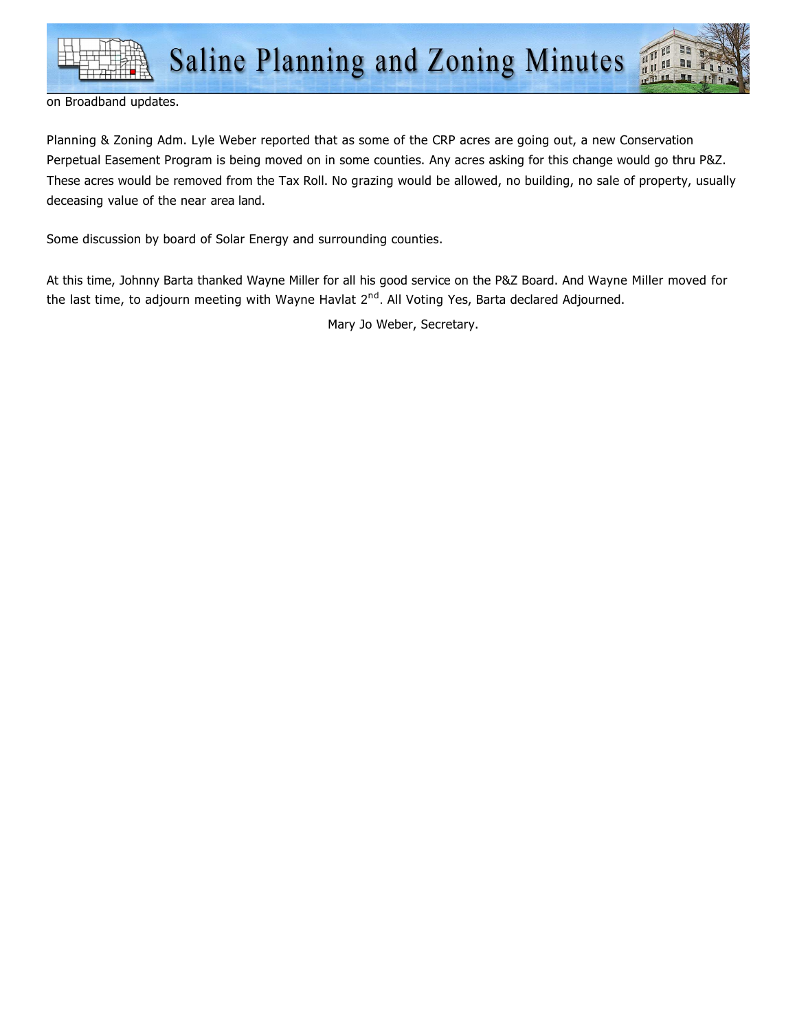on Broadband updates.

Planning & Zoning Adm. Lyle Weber reported that as some of the CRP acres are going out, a new Conservation Perpetual Easement Program is being moved on in some counties. Any acres asking for this change would go thru P&Z. These acres would be removed from the Tax Roll. No grazing would be allowed, no building, no sale of property, usually deceasing value of the near area land.

Some discussion by board of Solar Energy and surrounding counties.

At this time, Johnny Barta thanked Wayne Miller for all his good service on the P&Z Board. And Wayne Miller moved for the last time, to adjourn meeting with Wayne Havlat 2nd. All Voting Yes, Barta declared Adjourned.

Mary Jo Weber, Secretary.